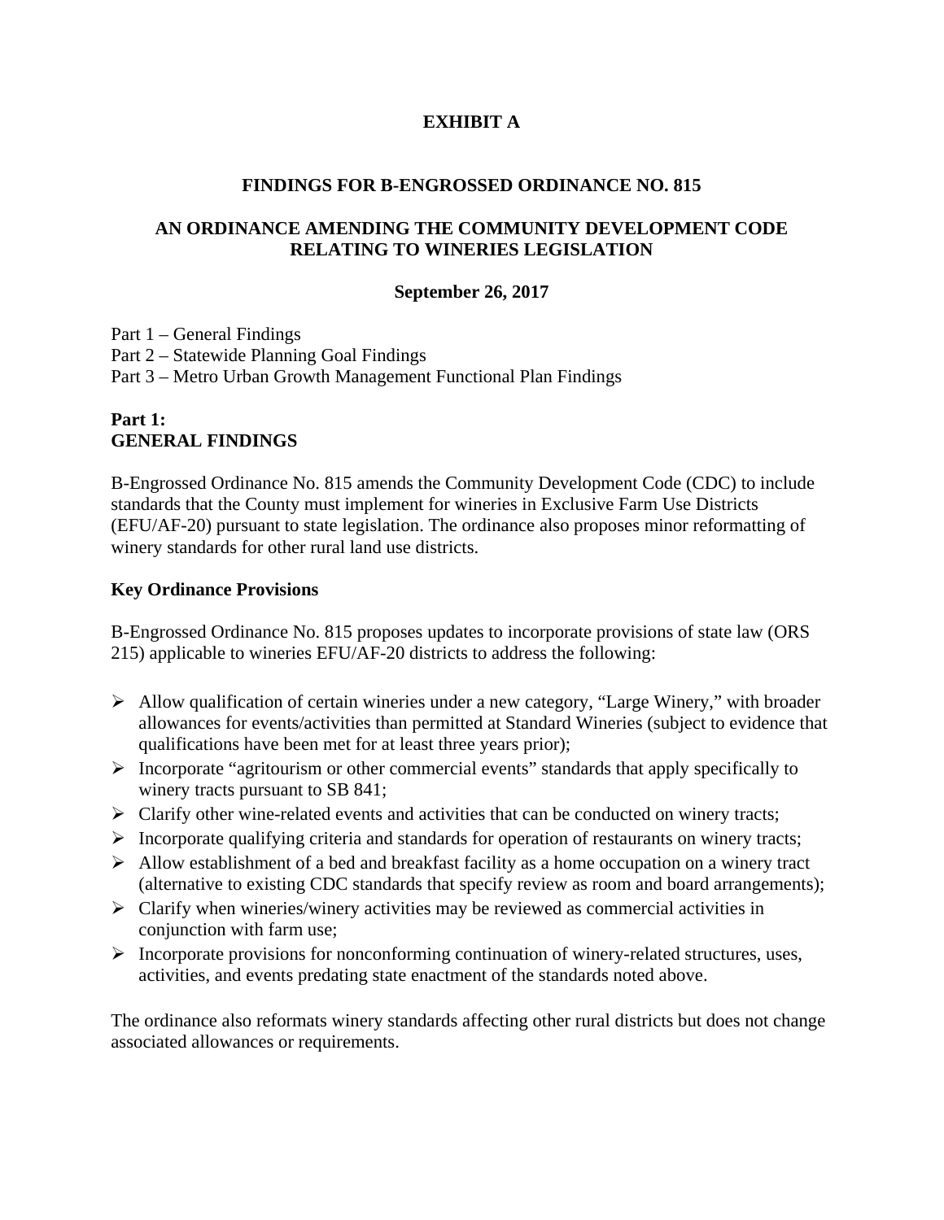# EXHIBIT A

## FINDINGS FOR B-ENGROSSED ORDINANCE NO. 815

## AN ORDINANCE AMENDING THE COMMUNITY DEVELOPMENT CODE RELATING TO WINERIES LEGISLATION

**September 26, 2017**

Part 1 – General Findings
Part 2 – Statewide Planning Goal Findings
Part 3 – Metro Urban Growth Management Functional Plan Findings

## Part 1: GENERAL FINDINGS

B-Engrossed Ordinance No. 815 amends the Community Development Code (CDC) to include standards that the County must implement for wineries in Exclusive Farm Use Districts (EFU/AF-20) pursuant to state legislation. The ordinance also proposes minor reformatting of winery standards for other rural land use districts.

### Key Ordinance Provisions

B-Engrossed Ordinance No. 815 proposes updates to incorporate provisions of state law (ORS 215) applicable to wineries EFU/AF-20 districts to address the following:

- Allow qualification of certain wineries under a new category, "Large Winery," with broader allowances for events/activities than permitted at Standard Wineries (subject to evidence that qualifications have been met for at least three years prior);
- Incorporate "agritourism or other commercial events" standards that apply specifically to winery tracts pursuant to SB 841;
- Clarify other wine-related events and activities that can be conducted on winery tracts;
- Incorporate qualifying criteria and standards for operation of restaurants on winery tracts;
- Allow establishment of a bed and breakfast facility as a home occupation on a winery tract (alternative to existing CDC standards that specify review as room and board arrangements);
- Clarify when wineries/winery activities may be reviewed as commercial activities in conjunction with farm use;
- Incorporate provisions for nonconforming continuation of winery-related structures, uses, activities, and events predating state enactment of the standards noted above.

The ordinance also reformats winery standards affecting other rural districts but does not change associated allowances or requirements.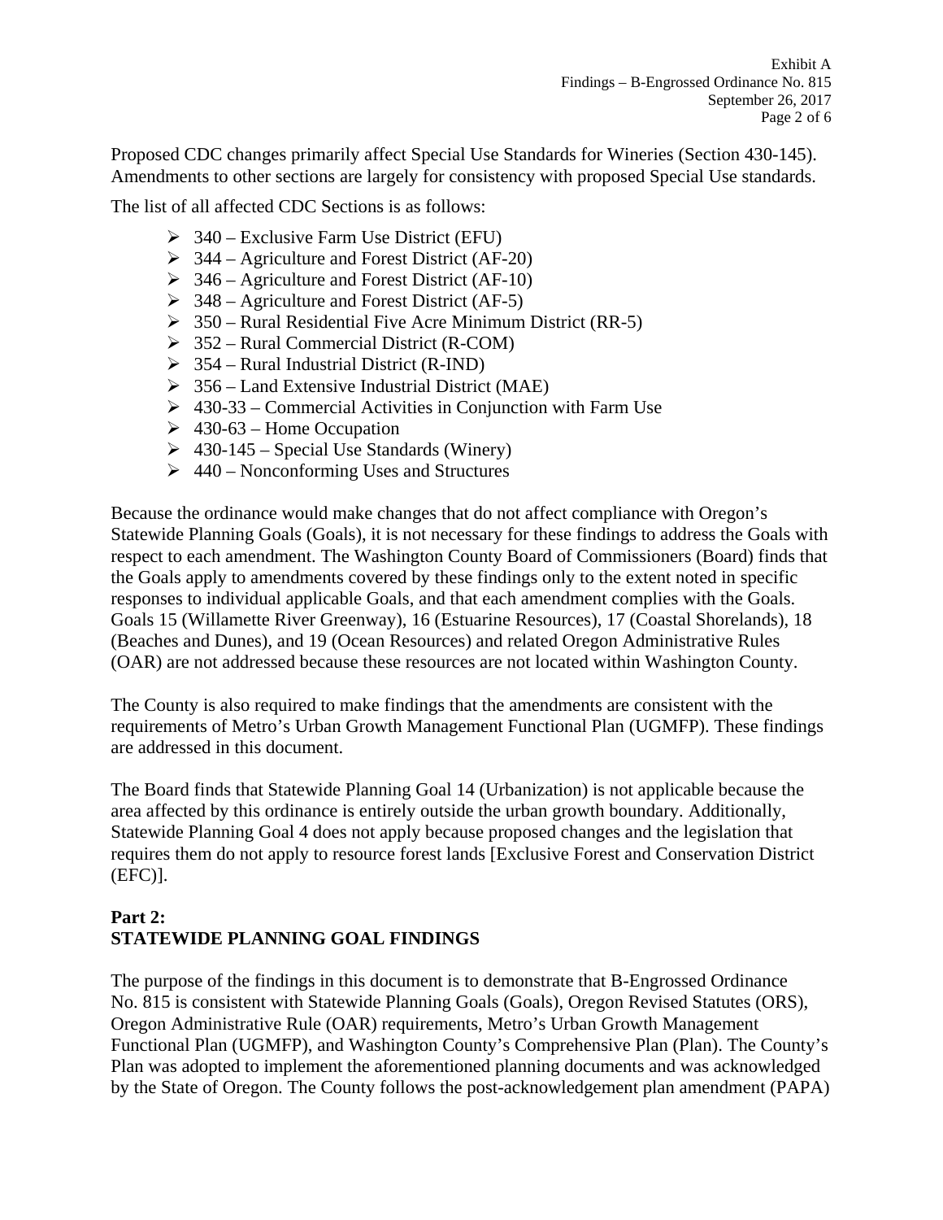Proposed CDC changes primarily affect Special Use Standards for Wineries (Section 430-145). Amendments to other sections are largely for consistency with proposed Special Use standards.

The list of all affected CDC Sections is as follows:

- 340 – Exclusive Farm Use District (EFU)
- 344 – Agriculture and Forest District (AF-20)
- 346 – Agriculture and Forest District (AF-10)
- 348 – Agriculture and Forest District (AF-5)
- 350 – Rural Residential Five Acre Minimum District (RR-5)
- 352 – Rural Commercial District (R-COM)
- 354 – Rural Industrial District (R-IND)
- 356 – Land Extensive Industrial District (MAE)
- 430-33 – Commercial Activities in Conjunction with Farm Use
- 430-63 – Home Occupation
- 430-145 – Special Use Standards (Winery)
- 440 – Nonconforming Uses and Structures

Because the ordinance would make changes that do not affect compliance with Oregon's Statewide Planning Goals (Goals), it is not necessary for these findings to address the Goals with respect to each amendment. The Washington County Board of Commissioners (Board) finds that the Goals apply to amendments covered by these findings only to the extent noted in specific responses to individual applicable Goals, and that each amendment complies with the Goals. Goals 15 (Willamette River Greenway), 16 (Estuarine Resources), 17 (Coastal Shorelands), 18 (Beaches and Dunes), and 19 (Ocean Resources) and related Oregon Administrative Rules (OAR) are not addressed because these resources are not located within Washington County.

The County is also required to make findings that the amendments are consistent with the requirements of Metro's Urban Growth Management Functional Plan (UGMFP). These findings are addressed in this document.

The Board finds that Statewide Planning Goal 14 (Urbanization) is not applicable because the area affected by this ordinance is entirely outside the urban growth boundary. Additionally, Statewide Planning Goal 4 does not apply because proposed changes and the legislation that requires them do not apply to resource forest lands [Exclusive Forest and Conservation District (EFC)].

## Part 2: STATEWIDE PLANNING GOAL FINDINGS

The purpose of the findings in this document is to demonstrate that B-Engrossed Ordinance No. 815 is consistent with Statewide Planning Goals (Goals), Oregon Revised Statutes (ORS), Oregon Administrative Rule (OAR) requirements, Metro's Urban Growth Management Functional Plan (UGMFP), and Washington County's Comprehensive Plan (Plan). The County's Plan was adopted to implement the aforementioned planning documents and was acknowledged by the State of Oregon. The County follows the post-acknowledgement plan amendment (PAPA)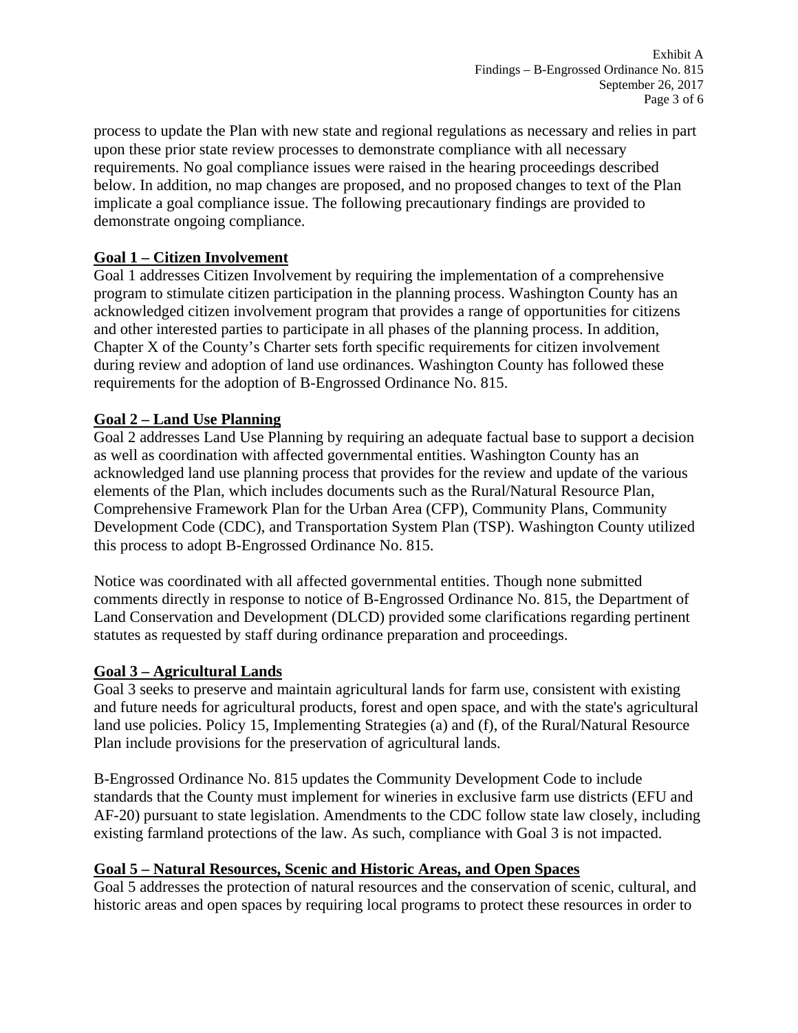process to update the Plan with new state and regional regulations as necessary and relies in part upon these prior state review processes to demonstrate compliance with all necessary requirements. No goal compliance issues were raised in the hearing proceedings described below. In addition, no map changes are proposed, and no proposed changes to text of the Plan implicate a goal compliance issue. The following precautionary findings are provided to demonstrate ongoing compliance.

**Goal 1 – Citizen Involvement**

Goal 1 addresses Citizen Involvement by requiring the implementation of a comprehensive program to stimulate citizen participation in the planning process. Washington County has an acknowledged citizen involvement program that provides a range of opportunities for citizens and other interested parties to participate in all phases of the planning process. In addition, Chapter X of the County's Charter sets forth specific requirements for citizen involvement during review and adoption of land use ordinances. Washington County has followed these requirements for the adoption of B-Engrossed Ordinance No. 815.

**Goal 2 – Land Use Planning**

Goal 2 addresses Land Use Planning by requiring an adequate factual base to support a decision as well as coordination with affected governmental entities. Washington County has an acknowledged land use planning process that provides for the review and update of the various elements of the Plan, which includes documents such as the Rural/Natural Resource Plan, Comprehensive Framework Plan for the Urban Area (CFP), Community Plans, Community Development Code (CDC), and Transportation System Plan (TSP). Washington County utilized this process to adopt B-Engrossed Ordinance No. 815.

Notice was coordinated with all affected governmental entities. Though none submitted comments directly in response to notice of B-Engrossed Ordinance No. 815, the Department of Land Conservation and Development (DLCD) provided some clarifications regarding pertinent statutes as requested by staff during ordinance preparation and proceedings.

**Goal 3 – Agricultural Lands**

Goal 3 seeks to preserve and maintain agricultural lands for farm use, consistent with existing and future needs for agricultural products, forest and open space, and with the state's agricultural land use policies. Policy 15, Implementing Strategies (a) and (f), of the Rural/Natural Resource Plan include provisions for the preservation of agricultural lands.

B-Engrossed Ordinance No. 815 updates the Community Development Code to include standards that the County must implement for wineries in exclusive farm use districts (EFU and AF-20) pursuant to state legislation. Amendments to the CDC follow state law closely, including existing farmland protections of the law. As such, compliance with Goal 3 is not impacted.

**Goal 5 – Natural Resources, Scenic and Historic Areas, and Open Spaces**

Goal 5 addresses the protection of natural resources and the conservation of scenic, cultural, and historic areas and open spaces by requiring local programs to protect these resources in order to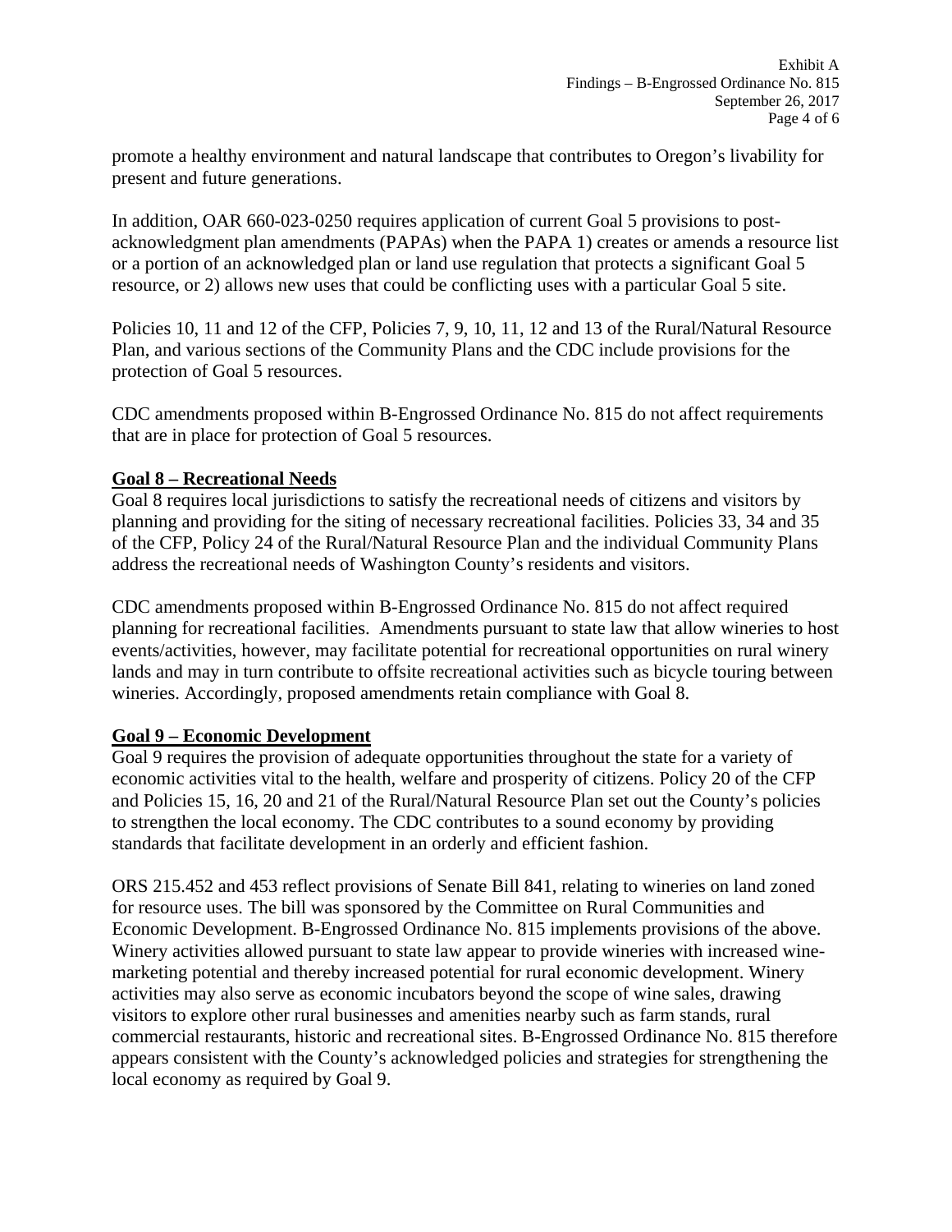promote a healthy environment and natural landscape that contributes to Oregon's livability for present and future generations.

In addition, OAR 660-023-0250 requires application of current Goal 5 provisions to post-acknowledgment plan amendments (PAPAs) when the PAPA 1) creates or amends a resource list or a portion of an acknowledged plan or land use regulation that protects a significant Goal 5 resource, or 2) allows new uses that could be conflicting uses with a particular Goal 5 site.

Policies 10, 11 and 12 of the CFP, Policies 7, 9, 10, 11, 12 and 13 of the Rural/Natural Resource Plan, and various sections of the Community Plans and the CDC include provisions for the protection of Goal 5 resources.

CDC amendments proposed within B-Engrossed Ordinance No. 815 do not affect requirements that are in place for protection of Goal 5 resources.

**Goal 8 – Recreational Needs**

Goal 8 requires local jurisdictions to satisfy the recreational needs of citizens and visitors by planning and providing for the siting of necessary recreational facilities. Policies 33, 34 and 35 of the CFP, Policy 24 of the Rural/Natural Resource Plan and the individual Community Plans address the recreational needs of Washington County's residents and visitors.

CDC amendments proposed within B-Engrossed Ordinance No. 815 do not affect required planning for recreational facilities. Amendments pursuant to state law that allow wineries to host events/activities, however, may facilitate potential for recreational opportunities on rural winery lands and may in turn contribute to offsite recreational activities such as bicycle touring between wineries. Accordingly, proposed amendments retain compliance with Goal 8.

**Goal 9 – Economic Development**

Goal 9 requires the provision of adequate opportunities throughout the state for a variety of economic activities vital to the health, welfare and prosperity of citizens. Policy 20 of the CFP and Policies 15, 16, 20 and 21 of the Rural/Natural Resource Plan set out the County's policies to strengthen the local economy. The CDC contributes to a sound economy by providing standards that facilitate development in an orderly and efficient fashion.

ORS 215.452 and 453 reflect provisions of Senate Bill 841, relating to wineries on land zoned for resource uses. The bill was sponsored by the Committee on Rural Communities and Economic Development. B-Engrossed Ordinance No. 815 implements provisions of the above. Winery activities allowed pursuant to state law appear to provide wineries with increased wine-marketing potential and thereby increased potential for rural economic development. Winery activities may also serve as economic incubators beyond the scope of wine sales, drawing visitors to explore other rural businesses and amenities nearby such as farm stands, rural commercial restaurants, historic and recreational sites. B-Engrossed Ordinance No. 815 therefore appears consistent with the County's acknowledged policies and strategies for strengthening the local economy as required by Goal 9.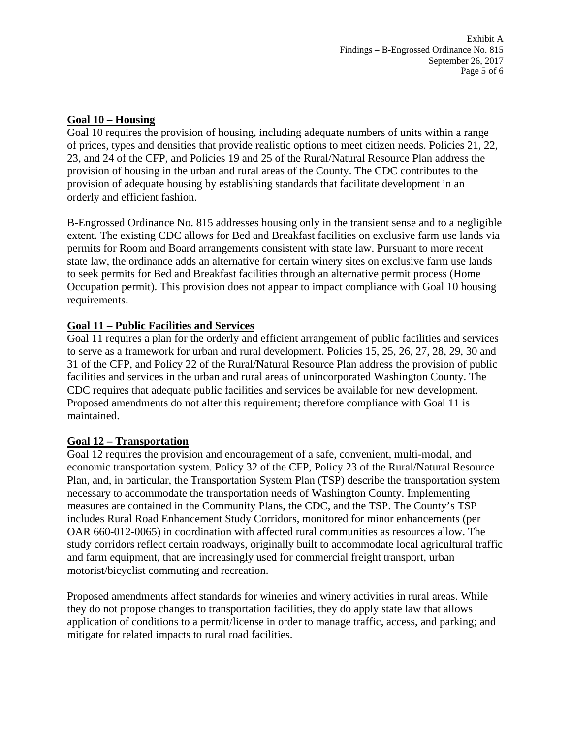**Goal 10 – Housing**

Goal 10 requires the provision of housing, including adequate numbers of units within a range of prices, types and densities that provide realistic options to meet citizen needs. Policies 21, 22, 23, and 24 of the CFP, and Policies 19 and 25 of the Rural/Natural Resource Plan address the provision of housing in the urban and rural areas of the County. The CDC contributes to the provision of adequate housing by establishing standards that facilitate development in an orderly and efficient fashion.

B-Engrossed Ordinance No. 815 addresses housing only in the transient sense and to a negligible extent. The existing CDC allows for Bed and Breakfast facilities on exclusive farm use lands via permits for Room and Board arrangements consistent with state law. Pursuant to more recent state law, the ordinance adds an alternative for certain winery sites on exclusive farm use lands to seek permits for Bed and Breakfast facilities through an alternative permit process (Home Occupation permit). This provision does not appear to impact compliance with Goal 10 housing requirements.

**Goal 11 – Public Facilities and Services**

Goal 11 requires a plan for the orderly and efficient arrangement of public facilities and services to serve as a framework for urban and rural development. Policies 15, 25, 26, 27, 28, 29, 30 and 31 of the CFP, and Policy 22 of the Rural/Natural Resource Plan address the provision of public facilities and services in the urban and rural areas of unincorporated Washington County. The CDC requires that adequate public facilities and services be available for new development. Proposed amendments do not alter this requirement; therefore compliance with Goal 11 is maintained.

**Goal 12 – Transportation**

Goal 12 requires the provision and encouragement of a safe, convenient, multi-modal, and economic transportation system. Policy 32 of the CFP, Policy 23 of the Rural/Natural Resource Plan, and, in particular, the Transportation System Plan (TSP) describe the transportation system necessary to accommodate the transportation needs of Washington County. Implementing measures are contained in the Community Plans, the CDC, and the TSP. The County's TSP includes Rural Road Enhancement Study Corridors, monitored for minor enhancements (per OAR 660-012-0065) in coordination with affected rural communities as resources allow. The study corridors reflect certain roadways, originally built to accommodate local agricultural traffic and farm equipment, that are increasingly used for commercial freight transport, urban motorist/bicyclist commuting and recreation.

Proposed amendments affect standards for wineries and winery activities in rural areas. While they do not propose changes to transportation facilities, they do apply state law that allows application of conditions to a permit/license in order to manage traffic, access, and parking; and mitigate for related impacts to rural road facilities.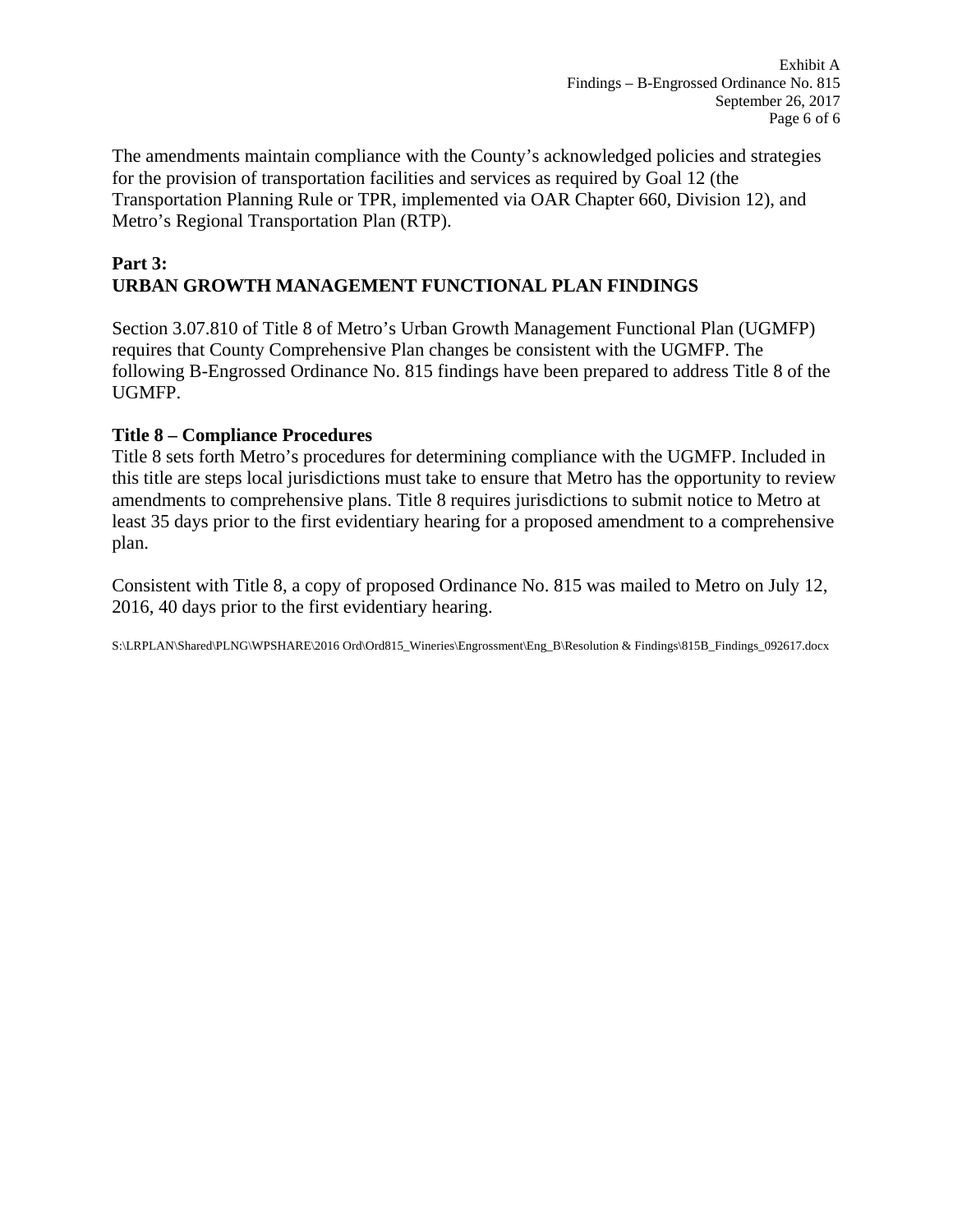The amendments maintain compliance with the County's acknowledged policies and strategies for the provision of transportation facilities and services as required by Goal 12 (the Transportation Planning Rule or TPR, implemented via OAR Chapter 660, Division 12), and Metro's Regional Transportation Plan (RTP).

## Part 3: URBAN GROWTH MANAGEMENT FUNCTIONAL PLAN FINDINGS

Section 3.07.810 of Title 8 of Metro's Urban Growth Management Functional Plan (UGMFP) requires that County Comprehensive Plan changes be consistent with the UGMFP. The following B-Engrossed Ordinance No. 815 findings have been prepared to address Title 8 of the UGMFP.

### Title 8 – Compliance Procedures

Title 8 sets forth Metro's procedures for determining compliance with the UGMFP. Included in this title are steps local jurisdictions must take to ensure that Metro has the opportunity to review amendments to comprehensive plans. Title 8 requires jurisdictions to submit notice to Metro at least 35 days prior to the first evidentiary hearing for a proposed amendment to a comprehensive plan.

Consistent with Title 8, a copy of proposed Ordinance No. 815 was mailed to Metro on July 12, 2016, 40 days prior to the first evidentiary hearing.

S:\LRPLAN\Shared\PLNG\WPSHARE\2016 Ord\Ord815_Wineries\Engrossment\Eng_B\Resolution & Findings\815B_Findings_092617.docx